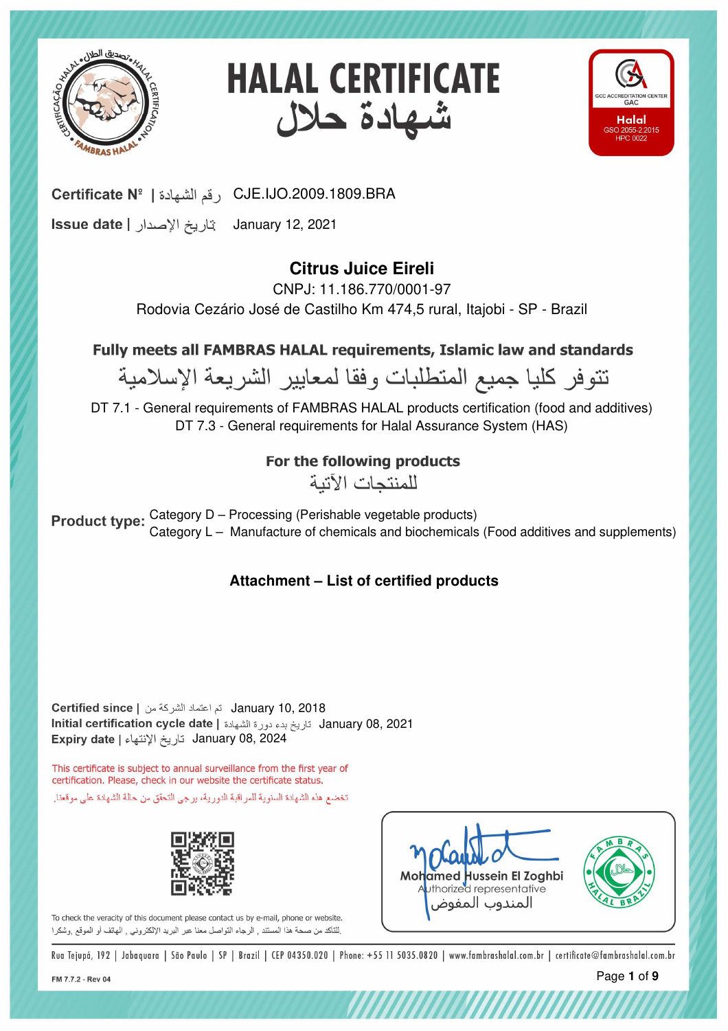# HALAL CERTIFICATE
# شهادة حلال

GCC ACCREDITATION CENTER GAC
Halal
GSO 2055-2:2015
HPC 0022

**Certificate Nº | رقم الشهادة** CJE.IJO.2009.1809.BRA

**Issue date | تاريخ الإصدار** January 12, 2021

## Citrus Juice Eireli

CNPJ: 11.186.770/0001-97

Rodovia Cezário José de Castilho Km 474,5 rural, Itajobi - SP - Brazil

**Fully meets all FAMBRAS HALAL requirements, Islamic law and standards**

تتوفر كليا جميع المتطلبات وفقا لمعايير الشريعة الإسلامية

DT 7.1 - General requirements of FAMBRAS HALAL products certification (food and additives)

DT 7.3 - General requirements for Halal Assurance System (HAS)

**For the following products**

للمنتجات الآتية

**Product type:** Category D – Processing (Perishable vegetable products)
Category L – Manufacture of chemicals and biochemicals (Food additives and supplements)

**Attachment – List of certified products**

**Certified since | تم اعتماد الشركة من** January 10, 2018

**Initial certification cycle date | تاريخ بدء دورة الشهادة** January 08, 2021

**Expiry date | تاريخ الإنتهاء** January 08, 2024

This certificate is subject to annual surveillance from the first year of certification. Please, check in our website the certificate status.

تخضع هذه الشهادة السنوية للمراقبة الدورية، يرجى التحقق من حالة الشهادة على موقعنا.

To check the veracity of this document please contact us by e-mail, phone or website.

للتأكد من صحة هذا المستند , الرجاء التواصل معنا عبر البريد الإلكتروني , الهاتف أو الموقع, وشكرا.

Mohamed Hussein El Zoghbi
Authorized representative
المندوب المفوض

Rua Tejupá, 192 | Jabaquara | São Paulo | SP | Brazil | CEP 04350.020 | Phone: +55 11 5035.0820 | www.fambrashalal.com.br | certificate@fambrashalal.com.br

FM 7.7.2 - Rev 04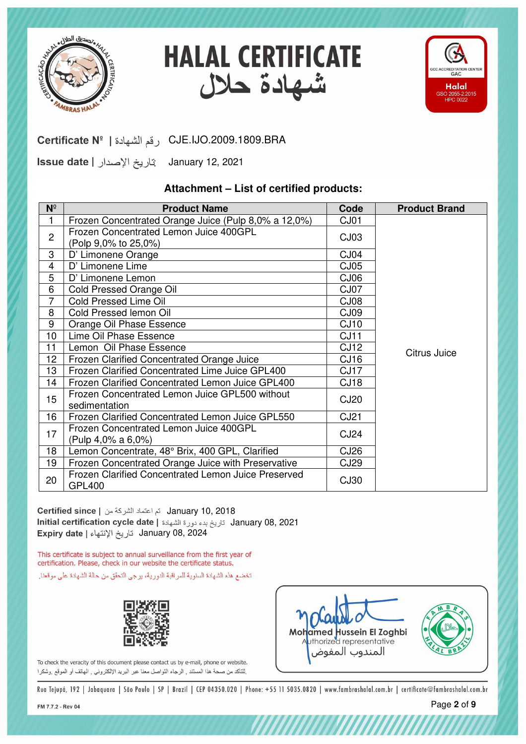# HALAL CERTIFICATE
# شهادة حلال

GCC ACCREDITATION CENTER GAC
Halal
GSO 2055-2:2015
HPC 0022

**Certificate Nº | رقم الشهادة** CJE.IJO.2009.1809.BRA

**Issue date | تاريخ الإصدار** January 12, 2021

### Attachment – List of certified products:

| Nº | Product Name | Code | Product Brand |
|---|---|---|---|
| 1 | Frozen Concentrated Orange Juice (Pulp 8,0% a 12,0%) | CJ01 | Citrus Juice |
| 2 | Frozen Concentrated Lemon Juice 400GPL (Polp 9,0% to 25,0%) | CJ03 | |
| 3 | D' Limonene Orange | CJ04 | |
| 4 | D' Limonene Lime | CJ05 | |
| 5 | D' Limonene Lemon | CJ06 | |
| 6 | Cold Pressed Orange Oil | CJ07 | |
| 7 | Cold Pressed Lime Oil | CJ08 | |
| 8 | Cold Pressed lemon Oil | CJ09 | |
| 9 | Orange Oil Phase Essence | CJ10 | |
| 10 | Lime Oil Phase Essence | CJ11 | |
| 11 | Lemon Oil Phase Essence | CJ12 | |
| 12 | Frozen Clarified Concentrated Orange Juice | CJ16 | |
| 13 | Frozen Clarified Concentrated Lime Juice GPL400 | CJ17 | |
| 14 | Frozen Clarified Concentrated Lemon Juice GPL400 | CJ18 | |
| 15 | Frozen Concentrated Lemon Juice GPL500 without sedimentation | CJ20 | |
| 16 | Frozen Clarified Concentrated Lemon Juice GPL550 | CJ21 | |
| 17 | Frozen Concentrated Lemon Juice 400GPL (Pulp 4,0% a 6,0%) | CJ24 | |
| 18 | Lemon Concentrate, 48° Brix, 400 GPL, Clarified | CJ26 | |
| 19 | Frozen Concentrated Orange Juice with Preservative | CJ29 | |
| 20 | Frozen Clarified Concentrated Lemon Juice Preserved GPL400 | CJ30 | |

**Certified since | تم اعتماد الشركة من** January 10, 2018
**Initial certification cycle date | تاريخ بدء دورة الشهادة** January 08, 2021
**Expiry date | تاريخ الإنتهاء** January 08, 2024

This certificate is subject to annual surveillance from the first year of certification. Please, check in our website the certificate status.

تخضع هذه الشهادة السنوية للمراقبة الدورية، يرجى التحقق من حالة الشهادة على موقعنا.

To check the veracity of this document please contact us by e-mail, phone or website.
للتأكد من صحة هذا المستند , الرجاء التواصل معنا عبر البريد الإلكتروني , الهاتف أو الموقع, وشكرا.

Mohamed Hussein El Zoghbi
Authorized representative
المندوب المفوض

Rua Tejupá, 192 | Jabaquara | São Paulo | SP | Brazil | CEP 04350.020 | Phone: +55 11 5035.0820 | www.fambrashalal.com.br | certificate@fambrashalal.com.br

FM 7.7.2 - Rev 04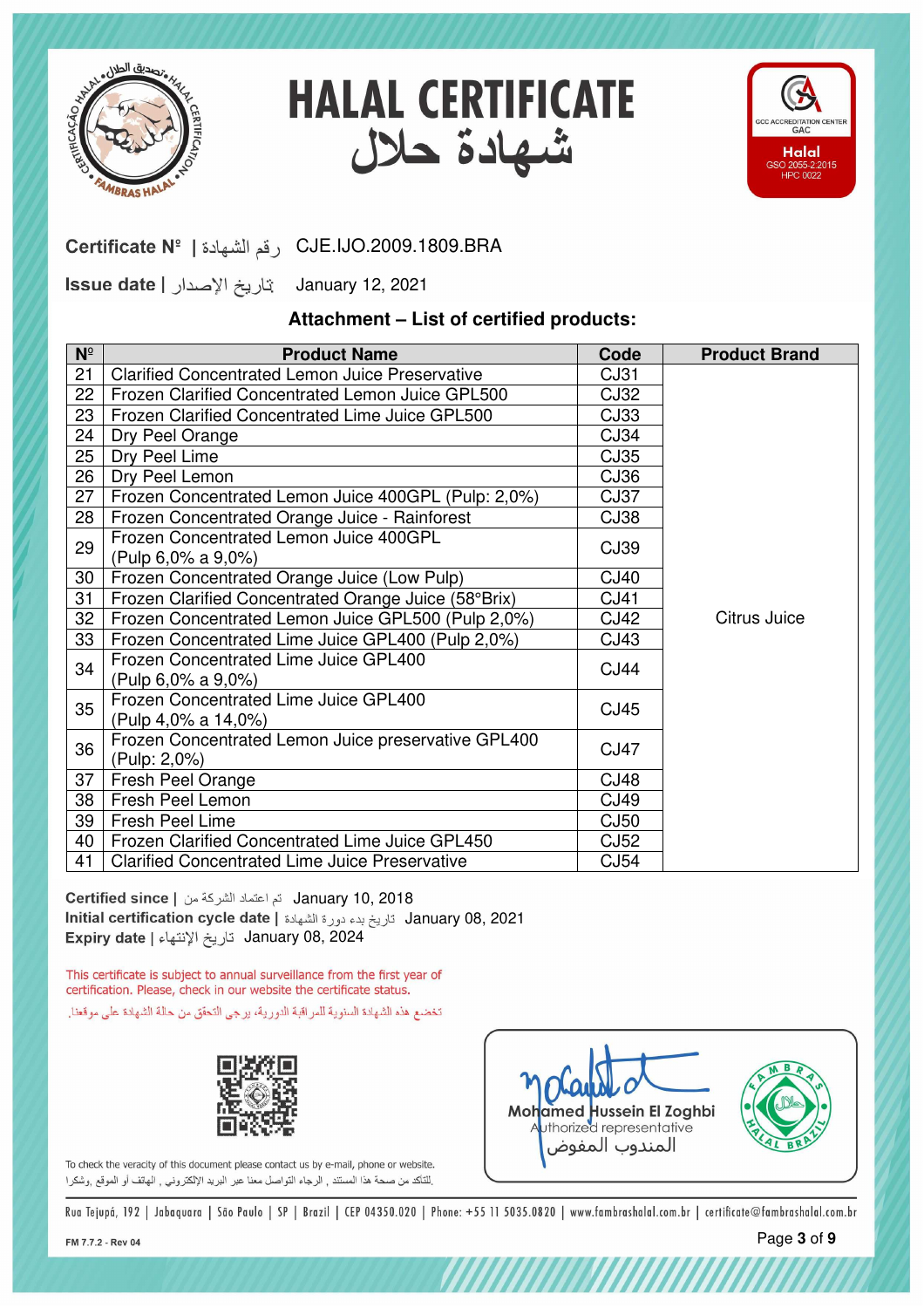# HALAL CERTIFICATE
# شهادة حلال

GCC ACCREDITATION CENTER
GAC
Halal
GSO 2055-2:2015
HPC 0022

**Certificate Nº |** رقم الشهادة CJE.IJO.2009.1809.BRA

**Issue date |** تاريخ الإصدار January 12, 2021

**Attachment – List of certified products:**

| Nº | Product Name | Code | Product Brand |
|---|---|---|---|
| 21 | Clarified Concentrated Lemon Juice Preservative | CJ31 | Citrus Juice |
| 22 | Frozen Clarified Concentrated Lemon Juice GPL500 | CJ32 | |
| 23 | Frozen Clarified Concentrated Lime Juice GPL500 | CJ33 | |
| 24 | Dry Peel Orange | CJ34 | |
| 25 | Dry Peel Lime | CJ35 | |
| 26 | Dry Peel Lemon | CJ36 | |
| 27 | Frozen Concentrated Lemon Juice 400GPL (Pulp: 2,0%) | CJ37 | |
| 28 | Frozen Concentrated Orange Juice - Rainforest | CJ38 | |
| 29 | Frozen Concentrated Lemon Juice 400GPL (Pulp 6,0% a 9,0%) | CJ39 | |
| 30 | Frozen Concentrated Orange Juice (Low Pulp) | CJ40 | |
| 31 | Frozen Clarified Concentrated Orange Juice (58°Brix) | CJ41 | |
| 32 | Frozen Concentrated Lemon Juice GPL500 (Pulp 2,0%) | CJ42 | |
| 33 | Frozen Concentrated Lime Juice GPL400 (Pulp 2,0%) | CJ43 | |
| 34 | Frozen Concentrated Lime Juice GPL400 (Pulp 6,0% a 9,0%) | CJ44 | |
| 35 | Frozen Concentrated Lime Juice GPL400 (Pulp 4,0% a 14,0%) | CJ45 | |
| 36 | Frozen Concentrated Lemon Juice preservative GPL400 (Pulp: 2,0%) | CJ47 | |
| 37 | Fresh Peel Orange | CJ48 | |
| 38 | Fresh Peel Lemon | CJ49 | |
| 39 | Fresh Peel Lime | CJ50 | |
| 40 | Frozen Clarified Concentrated Lime Juice GPL450 | CJ52 | |
| 41 | Clarified Concentrated Lime Juice Preservative | CJ54 | |

**Certified since |** تم اعتماد الشركة من January 10, 2018
**Initial certification cycle date |** تاريخ بدء دورة الشهادة January 08, 2021
**Expiry date |** تاريخ الإنتهاء January 08, 2024

This certificate is subject to annual surveillance from the first year of certification. Please, check in our website the certificate status.

تخضع هذه الشهادة السنوية للمراقبة الدورية، يرجى التحقق من حالة الشهادة على موقعنا.

To check the veracity of this document please contact us by e-mail, phone or website.
للتأكد من صحة هذا المستند , الرجاء التواصل معنا عبر البريد الإلكتروني , الهاتف أو الموقع, وشكرا.

Mohamed Hussein El Zoghbi
Authorized representative
المندوب المفوض

Rua Tejupá, 192 | Jabaquara | São Paulo | SP | Brazil | CEP 04350.020 | Phone: +55 11 5035.0820 | www.fambrashalal.com.br | certificate@fambrashalal.com.br

FM 7.7.2 - Rev 04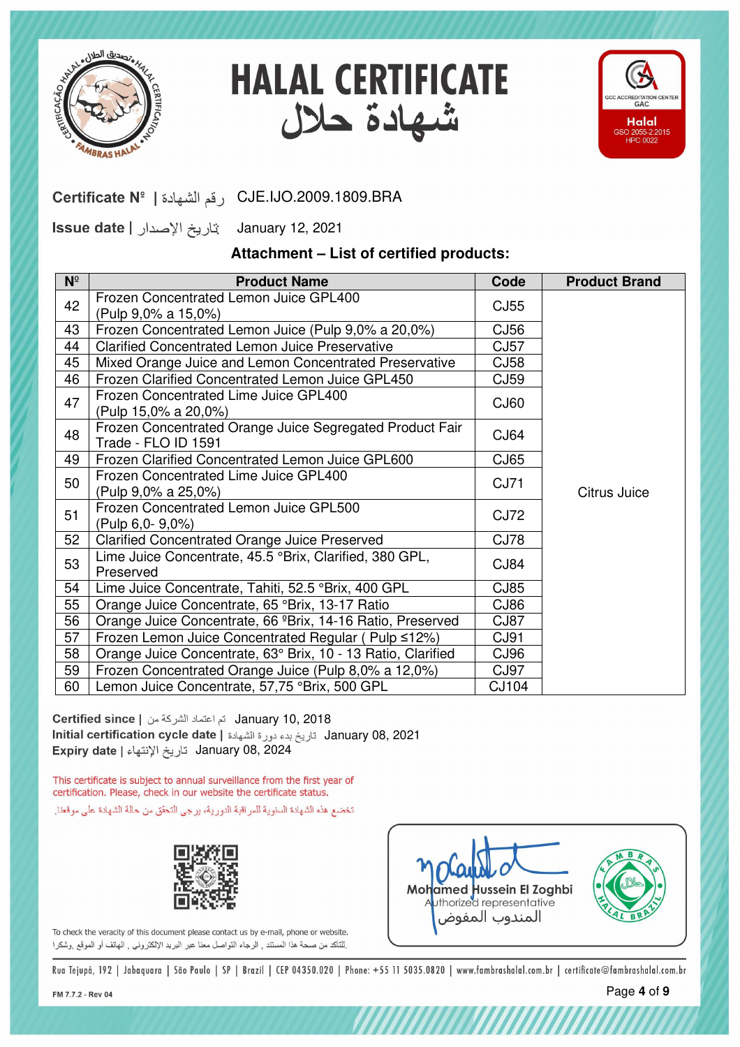# HALAL CERTIFICATE
# شهادة حلال

GCC ACCREDITATION CENTER GAC
Halal
GSO 2055-2:2015
HPC 0022

**Certificate Nº | رقم الشهادة** CJE.IJO.2009.1809.BRA

**Issue date | تاريخ الإصدار** January 12, 2021

**Attachment – List of certified products:**

| Nº | Product Name | Code | Product Brand |
|---|---|---|---|
| 42 | Frozen Concentrated Lemon Juice GPL400 (Pulp 9,0% a 15,0%) | CJ55 | Citrus Juice |
| 43 | Frozen Concentrated Lemon Juice (Pulp 9,0% a 20,0%) | CJ56 | |
| 44 | Clarified Concentrated Lemon Juice Preservative | CJ57 | |
| 45 | Mixed Orange Juice and Lemon Concentrated Preservative | CJ58 | |
| 46 | Frozen Clarified Concentrated Lemon Juice GPL450 | CJ59 | |
| 47 | Frozen Concentrated Lime Juice GPL400 (Pulp 15,0% a 20,0%) | CJ60 | |
| 48 | Frozen Concentrated Orange Juice Segregated Product Fair Trade - FLO ID 1591 | CJ64 | |
| 49 | Frozen Clarified Concentrated Lemon Juice GPL600 | CJ65 | |
| 50 | Frozen Concentrated Lime Juice GPL400 (Pulp 9,0% a 25,0%) | CJ71 | |
| 51 | Frozen Concentrated Lemon Juice GPL500 (Pulp 6,0- 9,0%) | CJ72 | |
| 52 | Clarified Concentrated Orange Juice Preserved | CJ78 | |
| 53 | Lime Juice Concentrate, 45.5 °Brix, Clarified, 380 GPL, Preserved | CJ84 | |
| 54 | Lime Juice Concentrate, Tahiti, 52.5 °Brix, 400 GPL | CJ85 | |
| 55 | Orange Juice Concentrate, 65 °Brix, 13-17 Ratio | CJ86 | |
| 56 | Orange Juice Concentrate, 66 °Brix, 14-16 Ratio, Preserved | CJ87 | |
| 57 | Frozen Lemon Juice Concentrated Regular ( Pulp ≤12%) | CJ91 | |
| 58 | Orange Juice Concentrate, 63° Brix, 10 - 13 Ratio, Clarified | CJ96 | |
| 59 | Frozen Concentrated Orange Juice (Pulp 8,0% a 12,0%) | CJ97 | |
| 60 | Lemon Juice Concentrate, 57,75 °Brix, 500 GPL | CJ104 | |

**Certified since | تم اعتماد الشركة من** January 10, 2018
**Initial certification cycle date | تاريخ بدء دورة الشهادة** January 08, 2021
**Expiry date | تاريخ الإنتهاء** January 08, 2024

This certificate is subject to annual surveillance from the first year of certification. Please, check in our website the certificate status.

تخضع هذه الشهادة للمراقبة السنوية الدورية، يرجى التحقق من حالة الشهادة على موقعنا.

To check the veracity of this document please contact us by e-mail, phone or website.
للتأكد من صحة هذا المستند ، الرجاء التواصل معنا عبر البريد الإلكتروني ، الهاتف أو الموقع. وشكرا

Mohamed Hussein El Zoghbi
Authorized representative
المندوب المفوض

Rua Tejupá, 192 | Jabaquara | São Paulo | SP | Brazil | CEP 04350.020 | Phone: +55 11 5035.0820 | www.fambrashalal.com.br | certificate@fambrashalal.com.br

FM 7.7.2 - Rev 04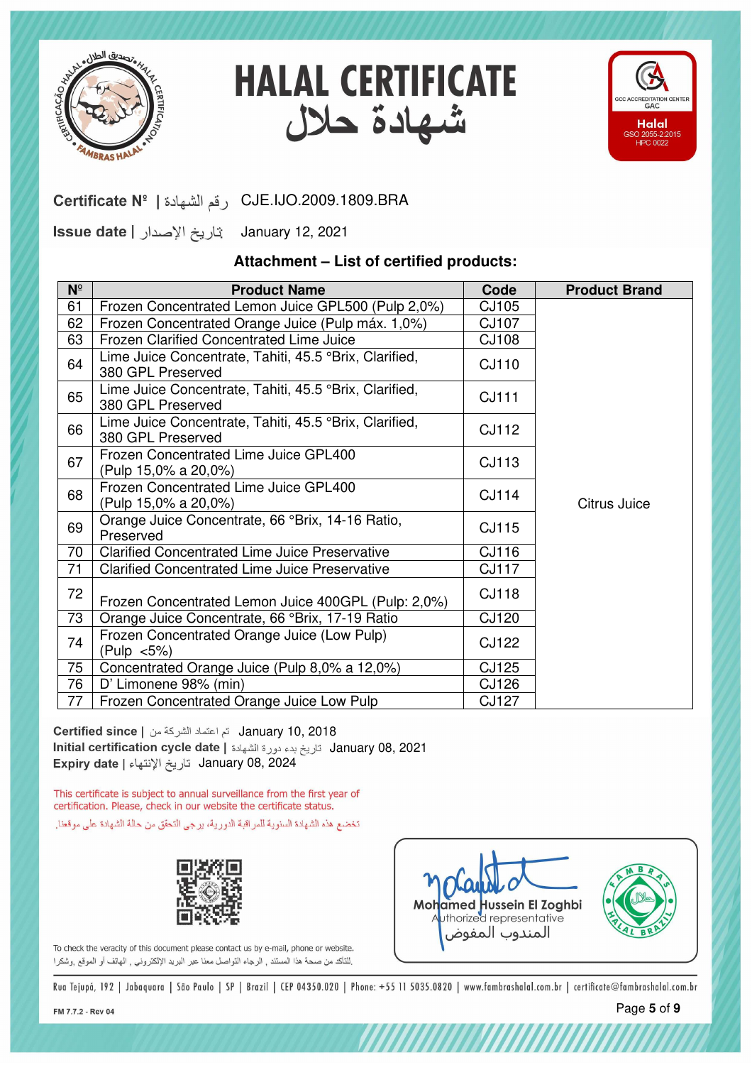# HALAL CERTIFICATE
# شهادة حلال

GCC ACCREDITATION CENTER
GAC
Halal
GSO 2055-2:2015
HPC 0022

**Certificate Nº |** رقم الشهادة CJE.IJO.2009.1809.BRA

**Issue date |** تاريخ الإصدار January 12, 2021

**Attachment – List of certified products:**

| Nº | Product Name | Code | Product Brand |
|---|---|---|---|
| 61 | Frozen Concentrated Lemon Juice GPL500 (Pulp 2,0%) | CJ105 | Citrus Juice |
| 62 | Frozen Concentrated Orange Juice (Pulp máx. 1,0%) | CJ107 | |
| 63 | Frozen Clarified Concentrated Lime Juice | CJ108 | |
| 64 | Lime Juice Concentrate, Tahiti, 45.5 °Brix, Clarified, 380 GPL Preserved | CJ110 | |
| 65 | Lime Juice Concentrate, Tahiti, 45.5 °Brix, Clarified, 380 GPL Preserved | CJ111 | |
| 66 | Lime Juice Concentrate, Tahiti, 45.5 °Brix, Clarified, 380 GPL Preserved | CJ112 | |
| 67 | Frozen Concentrated Lime Juice GPL400 (Pulp 15,0% a 20,0%) | CJ113 | |
| 68 | Frozen Concentrated Lime Juice GPL400 (Pulp 15,0% a 20,0%) | CJ114 | |
| 69 | Orange Juice Concentrate, 66 °Brix, 14-16 Ratio, Preserved | CJ115 | |
| 70 | Clarified Concentrated Lime Juice Preservative | CJ116 | |
| 71 | Clarified Concentrated Lime Juice Preservative | CJ117 | |
| 72 | Frozen Concentrated Lemon Juice 400GPL (Pulp: 2,0%) | CJ118 | |
| 73 | Orange Juice Concentrate, 66 °Brix, 17-19 Ratio | CJ120 | |
| 74 | Frozen Concentrated Orange Juice (Low Pulp) (Pulp <5%) | CJ122 | |
| 75 | Concentrated Orange Juice (Pulp 8,0% a 12,0%) | CJ125 | |
| 76 | D' Limonene 98% (min) | CJ126 | |
| 77 | Frozen Concentrated Orange Juice Low Pulp | CJ127 | |

**Certified since |** تم اعتماد الشركة من January 10, 2018
**Initial certification cycle date |** تاريخ بدء دورة الشهادة January 08, 2021
**Expiry date |** تاريخ الإنتهاء January 08, 2024

This certificate is subject to annual surveillance from the first year of certification. Please, check in our website the certificate status.

تخضع هذه الشهادة السنوية للمراقبة الدورية، يرجى التحقق من حالة الشهادة على موقعنا.

To check the veracity of this document please contact us by e-mail, phone or website.
للتأكد من صحة هذا المستند , الرجاء التواصل معنا عبر البريد الإلكتروني , الهاتف أو الموقع, وشكرا.

Mohamed Hussein El Zoghbi
Authorized representative
المندوب المفوض

Rua Tejupá, 192 | Jabaquara | São Paulo | SP | Brazil | CEP 04350.020 | Phone: +55 11 5035.0820 | www.fambrashalal.com.br | certificate@fambrashalal.com.br

FM 7.7.2 - Rev 04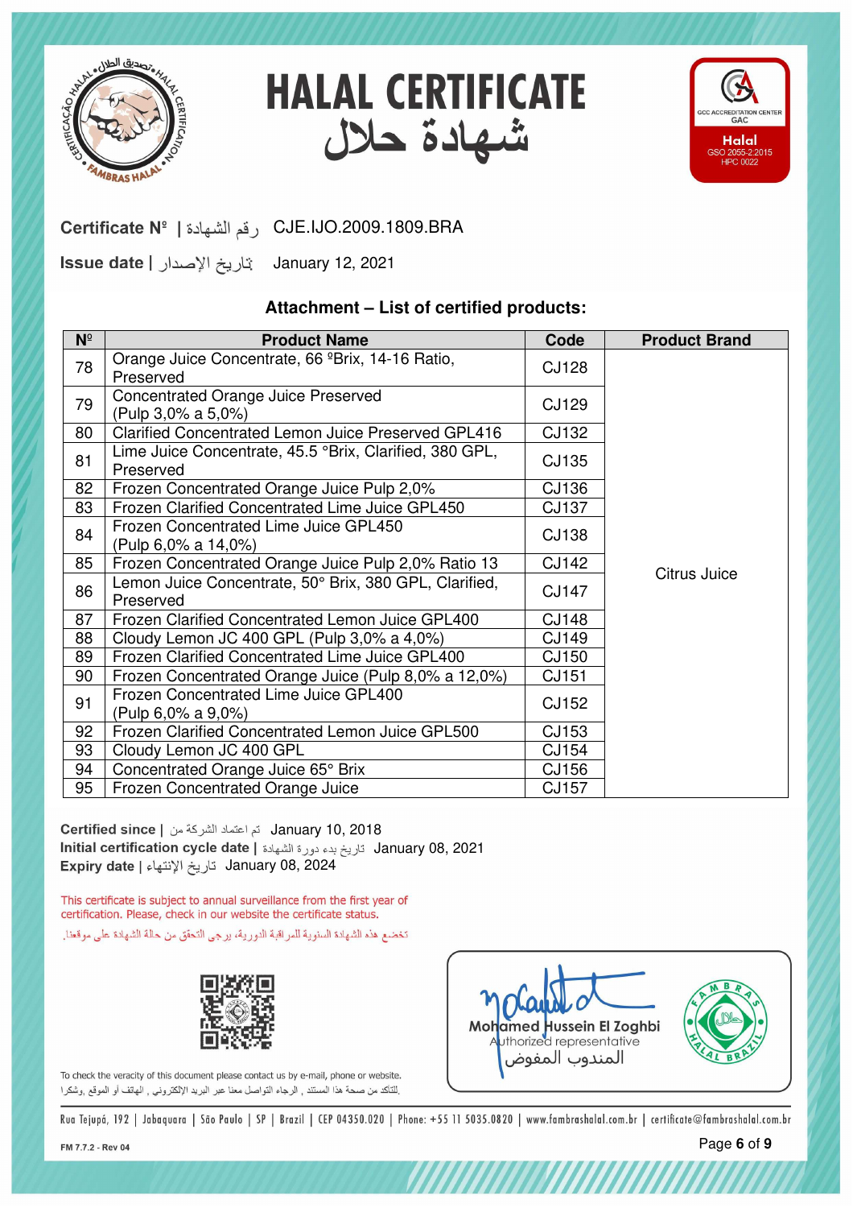# HALAL CERTIFICATE
# شهادة حلال

GCC ACCREDITATION CENTER GAC
Halal
GSO 2055-2:2015
HPC 0022

**Certificate Nº | رقم الشهادة** CJE.IJO.2009.1809.BRA

**Issue date | تاريخ الإصدار** January 12, 2021

## Attachment – List of certified products:

| Nº | Product Name | Code | Product Brand |
|---|---|---|---|
| 78 | Orange Juice Concentrate, 66 ºBrix, 14-16 Ratio, Preserved | CJ128 | Citrus Juice |
| 79 | Concentrated Orange Juice Preserved (Pulp 3,0% a 5,0%) | CJ129 | Citrus Juice |
| 80 | Clarified Concentrated Lemon Juice Preserved GPL416 | CJ132 | Citrus Juice |
| 81 | Lime Juice Concentrate, 45.5 °Brix, Clarified, 380 GPL, Preserved | CJ135 | Citrus Juice |
| 82 | Frozen Concentrated Orange Juice Pulp 2,0% | CJ136 | Citrus Juice |
| 83 | Frozen Clarified Concentrated Lime Juice GPL450 | CJ137 | Citrus Juice |
| 84 | Frozen Concentrated Lime Juice GPL450 (Pulp 6,0% a 14,0%) | CJ138 | Citrus Juice |
| 85 | Frozen Concentrated Orange Juice Pulp 2,0% Ratio 13 | CJ142 | Citrus Juice |
| 86 | Lemon Juice Concentrate, 50° Brix, 380 GPL, Clarified, Preserved | CJ147 | Citrus Juice |
| 87 | Frozen Clarified Concentrated Lemon Juice GPL400 | CJ148 | Citrus Juice |
| 88 | Cloudy Lemon JC 400 GPL (Pulp 3,0% a 4,0%) | CJ149 | Citrus Juice |
| 89 | Frozen Clarified Concentrated Lime Juice GPL400 | CJ150 | Citrus Juice |
| 90 | Frozen Concentrated Orange Juice (Pulp 8,0% a 12,0%) | CJ151 | Citrus Juice |
| 91 | Frozen Concentrated Lime Juice GPL400 (Pulp 6,0% a 9,0%) | CJ152 | Citrus Juice |
| 92 | Frozen Clarified Concentrated Lemon Juice GPL500 | CJ153 | Citrus Juice |
| 93 | Cloudy Lemon JC 400 GPL | CJ154 | Citrus Juice |
| 94 | Concentrated Orange Juice 65° Brix | CJ156 | Citrus Juice |
| 95 | Frozen Concentrated Orange Juice | CJ157 | Citrus Juice |

**Certified since | تم اعتماد الشركة من** January 10, 2018
**Initial certification cycle date | تاريخ بدء دورة الشهادة** January 08, 2021
**Expiry date | تاريخ الإنتهاء** January 08, 2024

This certificate is subject to annual surveillance from the first year of certification. Please, check in our website the certificate status.

تخضع هذه الشهادة السنوية للمراقبة الدورية، يرجى التحقق من حالة الشهادة على موقعنا.

To check the veracity of this document please contact us by e-mail, phone or website.
للتأكد من صحة هذا المستند , الرجاء التواصل معنا عبر البريد الإلكتروني , الهاتف أو الموقع, وشكرا.

Mohamed Hussein El Zoghbi
Authorized representative
المندوب المفوض

Rua Tejupá, 192 | Jabaquara | São Paulo | SP | Brazil | CEP 04350.020 | Phone: +55 11 5035.0820 | www.fambrashalal.com.br | certificate@fambrashalal.com.br

FM 7.7.2 - Rev 04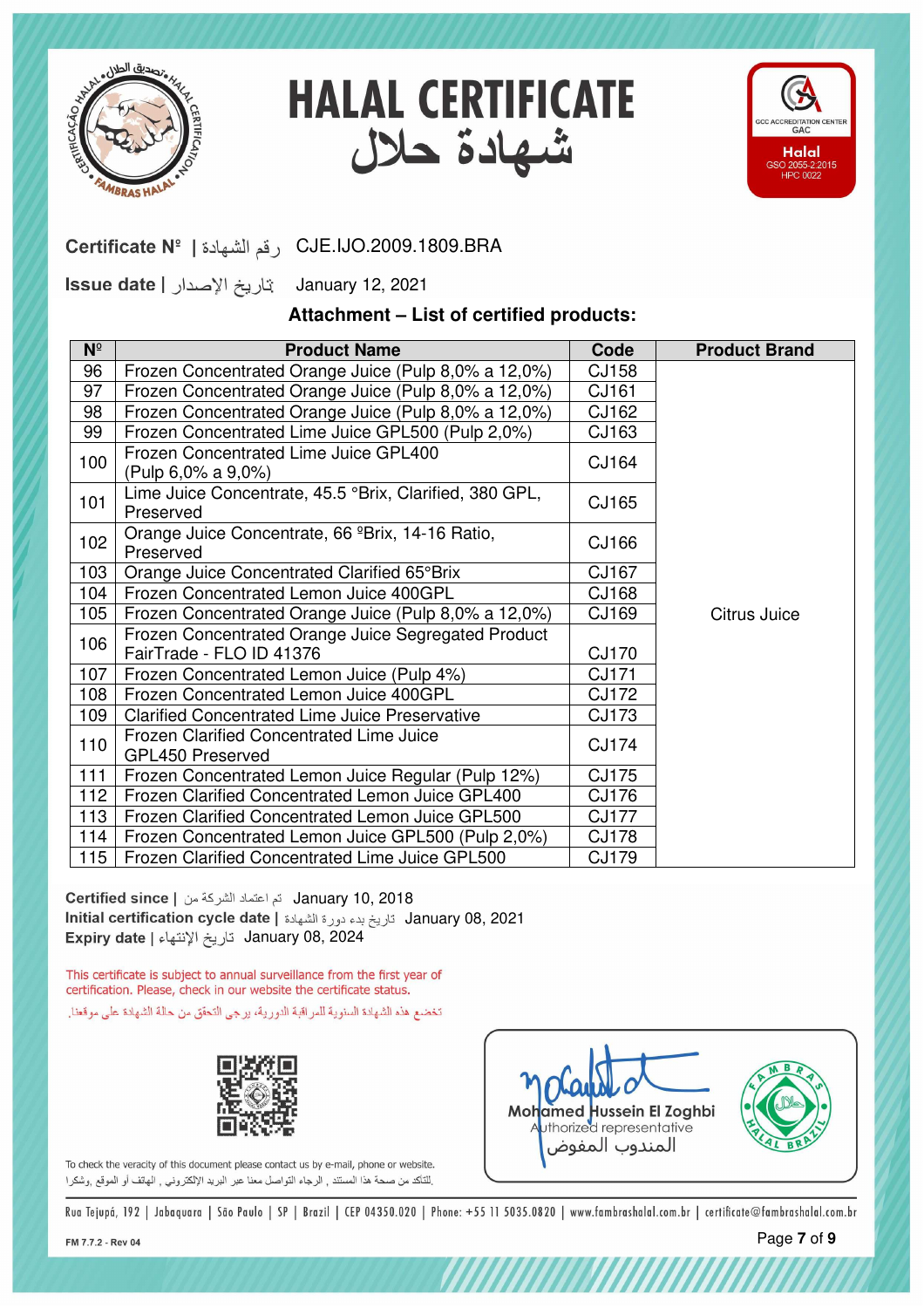# HALAL CERTIFICATE
# شهادة حلال

GCC ACCREDITATION CENTER GAC
Halal
GSO 2055-2:2015
HPC 0022

**Certificate Nº | رقم الشهادة** CJE.IJO.2009.1809.BRA

**Issue date | تاريخ الإصدار** January 12, 2021

**Attachment – List of certified products:**

| Nº | Product Name | Code | Product Brand |
|---|---|---|---|
| 96 | Frozen Concentrated Orange Juice (Pulp 8,0% a 12,0%) | CJ158 | Citrus Juice |
| 97 | Frozen Concentrated Orange Juice (Pulp 8,0% a 12,0%) | CJ161 | Citrus Juice |
| 98 | Frozen Concentrated Orange Juice (Pulp 8,0% a 12,0%) | CJ162 | Citrus Juice |
| 99 | Frozen Concentrated Lime Juice GPL500 (Pulp 2,0%) | CJ163 | Citrus Juice |
| 100 | Frozen Concentrated Lime Juice GPL400 (Pulp 6,0% a 9,0%) | CJ164 | Citrus Juice |
| 101 | Lime Juice Concentrate, 45.5 °Brix, Clarified, 380 GPL, Preserved | CJ165 | Citrus Juice |
| 102 | Orange Juice Concentrate, 66 ºBrix, 14-16 Ratio, Preserved | CJ166 | Citrus Juice |
| 103 | Orange Juice Concentrated Clarified 65°Brix | CJ167 | Citrus Juice |
| 104 | Frozen Concentrated Lemon Juice 400GPL | CJ168 | Citrus Juice |
| 105 | Frozen Concentrated Orange Juice (Pulp 8,0% a 12,0%) | CJ169 | Citrus Juice |
| 106 | Frozen Concentrated Orange Juice Segregated Product FairTrade - FLO ID 41376 | CJ170 | Citrus Juice |
| 107 | Frozen Concentrated Lemon Juice (Pulp 4%) | CJ171 | Citrus Juice |
| 108 | Frozen Concentrated Lemon Juice 400GPL | CJ172 | Citrus Juice |
| 109 | Clarified Concentrated Lime Juice Preservative | CJ173 | Citrus Juice |
| 110 | Frozen Clarified Concentrated Lime Juice GPL450 Preserved | CJ174 | Citrus Juice |
| 111 | Frozen Concentrated Lemon Juice Regular (Pulp 12%) | CJ175 | Citrus Juice |
| 112 | Frozen Clarified Concentrated Lemon Juice GPL400 | CJ176 | Citrus Juice |
| 113 | Frozen Clarified Concentrated Lemon Juice GPL500 | CJ177 | Citrus Juice |
| 114 | Frozen Concentrated Lemon Juice GPL500 (Pulp 2,0%) | CJ178 | Citrus Juice |
| 115 | Frozen Clarified Concentrated Lime Juice GPL500 | CJ179 | Citrus Juice |

**Certified since | تم اعتماد الشركة من** January 10, 2018
**Initial certification cycle date | تاريخ بدء دورة الشهادة** January 08, 2021
**Expiry date | تاريخ الإنتهاء** January 08, 2024

This certificate is subject to annual surveillance from the first year of certification. Please, check in our website the certificate status.

تخضع هذه الشهادة السنوية للمراقبة الدورية، يرجى التحقق من حالة الشهادة على موقعنا.

To check the veracity of this document please contact us by e-mail, phone or website.
للتأكد من صحة هذا المستند, الرجاء التواصل معنا عبر البريد الإلكتروني , الهاتف أو الموقع, وشكرا.

Mohamed Hussein El Zoghbi
Authorized representative
المندوب المفوض

Rua Tejupá, 192 | Jabaquara | São Paulo | SP | Brazil | CEP 04350.020 | Phone: +55 11 5035.0820 | www.fambrashalal.com.br | certificate@fambrashalal.com.br

FM 7.7.2 - Rev 04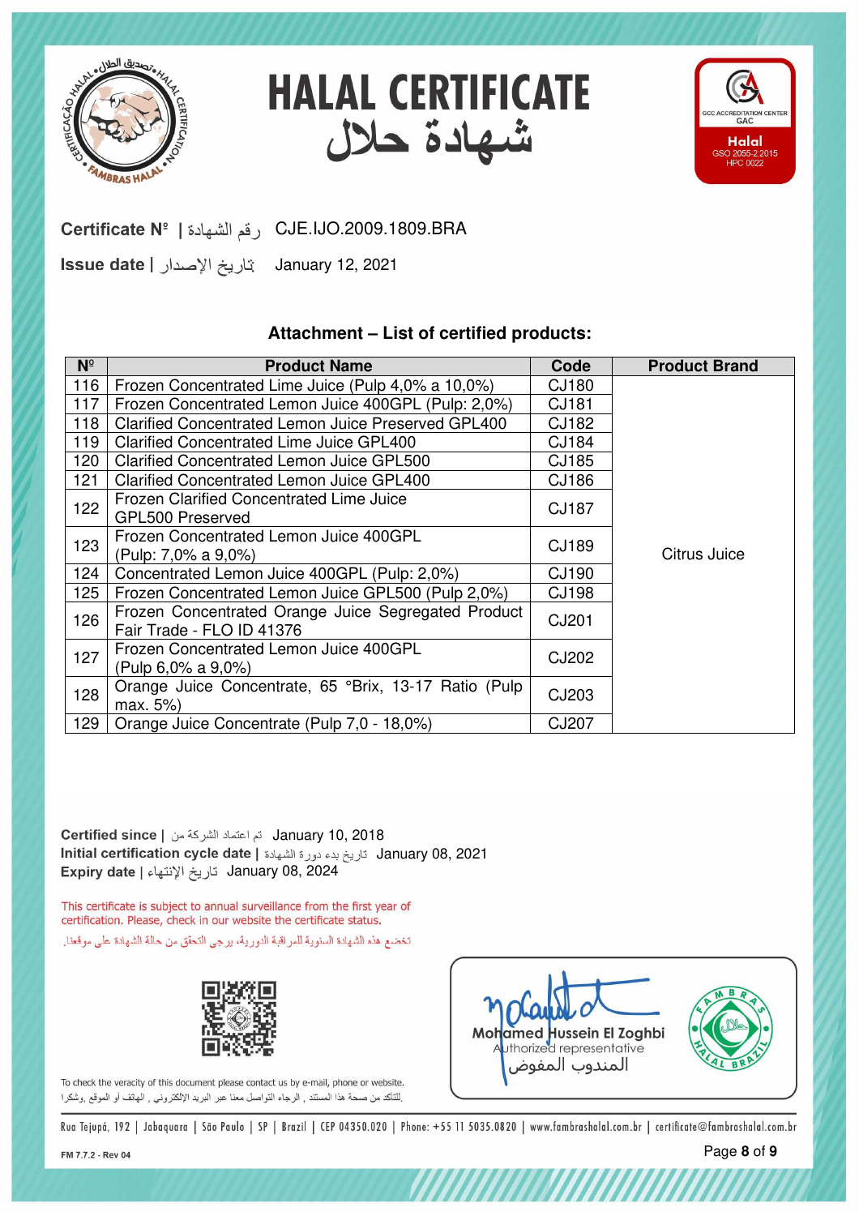# HALAL CERTIFICATE
# شهادة حلال

GCC ACCREDITATION CENTER GAC
Halal
GSO 2055-2:2015
HPC 0022

**Certificate Nº | رقم الشهادة** CJE.IJO.2009.1809.BRA

**Issue date | تاريخ الإصدار** January 12, 2021

### Attachment – List of certified products:

| Nº | Product Name | Code | Product Brand |
|---|---|---|---|
| 116 | Frozen Concentrated Lime Juice (Pulp 4,0% a 10,0%) | CJ180 | Citrus Juice |
| 117 | Frozen Concentrated Lemon Juice 400GPL (Pulp: 2,0%) | CJ181 | |
| 118 | Clarified Concentrated Lemon Juice Preserved GPL400 | CJ182 | |
| 119 | Clarified Concentrated Lime Juice GPL400 | CJ184 | |
| 120 | Clarified Concentrated Lemon Juice GPL500 | CJ185 | |
| 121 | Clarified Concentrated Lemon Juice GPL400 | CJ186 | |
| 122 | Frozen Clarified Concentrated Lime Juice GPL500 Preserved | CJ187 | |
| 123 | Frozen Concentrated Lemon Juice 400GPL (Pulp: 7,0% a 9,0%) | CJ189 | |
| 124 | Concentrated Lemon Juice 400GPL (Pulp: 2,0%) | CJ190 | |
| 125 | Frozen Concentrated Lemon Juice GPL500 (Pulp 2,0%) | CJ198 | |
| 126 | Frozen Concentrated Orange Juice Segregated Product Fair Trade - FLO ID 41376 | CJ201 | |
| 127 | Frozen Concentrated Lemon Juice 400GPL (Pulp 6,0% a 9,0%) | CJ202 | |
| 128 | Orange Juice Concentrate, 65 °Brix, 13-17 Ratio (Pulp max. 5%) | CJ203 | |
| 129 | Orange Juice Concentrate (Pulp 7,0 - 18,0%) | CJ207 | |

**Certified since | تم اعتماد الشركة من** January 10, 2018
**Initial certification cycle date | تاريخ بدء دورة الشهادة** January 08, 2021
**Expiry date | تاريخ الإنتهاء** January 08, 2024

This certificate is subject to annual surveillance from the first year of certification. Please, check in our website the certificate status.

تخضع هذه الشهادة السنوية للمراقبة الدورية، يرجى التحقق من حالة الشهادة على موقعنا.

To check the veracity of this document please contact us by e-mail, phone or website.

للتأكد من صحة هذا المستند , الرجاء التواصل معنا عبر البريد الإلكتروني , الهاتف أو الموقع, وشكرا.

Mohamed Hussein El Zoghbi
Authorized representative
المندوب المفوض

Rua Tejupá, 192 | Jabaquara | São Paulo | SP | Brazil | CEP 04350.020 | Phone: +55 11 5035.0820 | www.fambrashalal.com.br | certificate@fambrashalal.com.br

FM 7.7.2 - Rev 04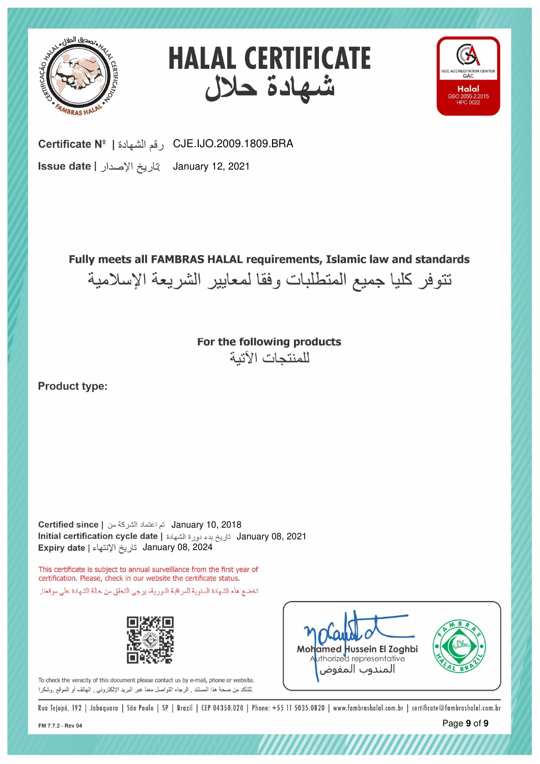# HALAL CERTIFICATE
# شهادة حلال

GCC ACCREDITATION CENTER
GAC
Halal
GSO 2055-2:2015
HPC 0022

**Certificate Nº |** رقم الشهادة CJE.IJO.2009.1809.BRA

**Issue date |** تاريخ الإصدار January 12, 2021

**Fully meets all FAMBRAS HALAL requirements, Islamic law and standards**

تتوفر كليا جميع المتطلبات وفقا لمعايير الشريعة الإسلامية

**For the following products**

للمنتجات الآتية

**Product type:**

**Certified since |** تم اعتماد الشركة من January 10, 2018

**Initial certification cycle date |** تاريخ بدء دورة الشهادة January 08, 2021

**Expiry date |** تاريخ الإنتهاء January 08, 2024

This certificate is subject to annual surveillance from the first year of certification. Please, check in our website the certificate status.

تخضع هذه الشهادة السنوية للمراقبة الدورية، يرجى التحقق من حالة الشهادة على موقعنا.

To check the veracity of this document please contact us by e-mail, phone or website.

للتأكد من صحة هذا المستند , الرجاء التواصل معنا عبر البريد الإلكتروني , الهاتف أو الموقع, وشكرا.

Mohamed Hussein El Zoghbi
Authorized representative
المندوب المفوض

Rua Tejupá, 192 | Jabaquara | São Paulo | SP | Brazil | CEP 04350.020 | Phone: +55 11 5035.0820 | www.fambrashalal.com.br | certificate@fambrashalal.com.br

FM 7.7.2 - Rev 04